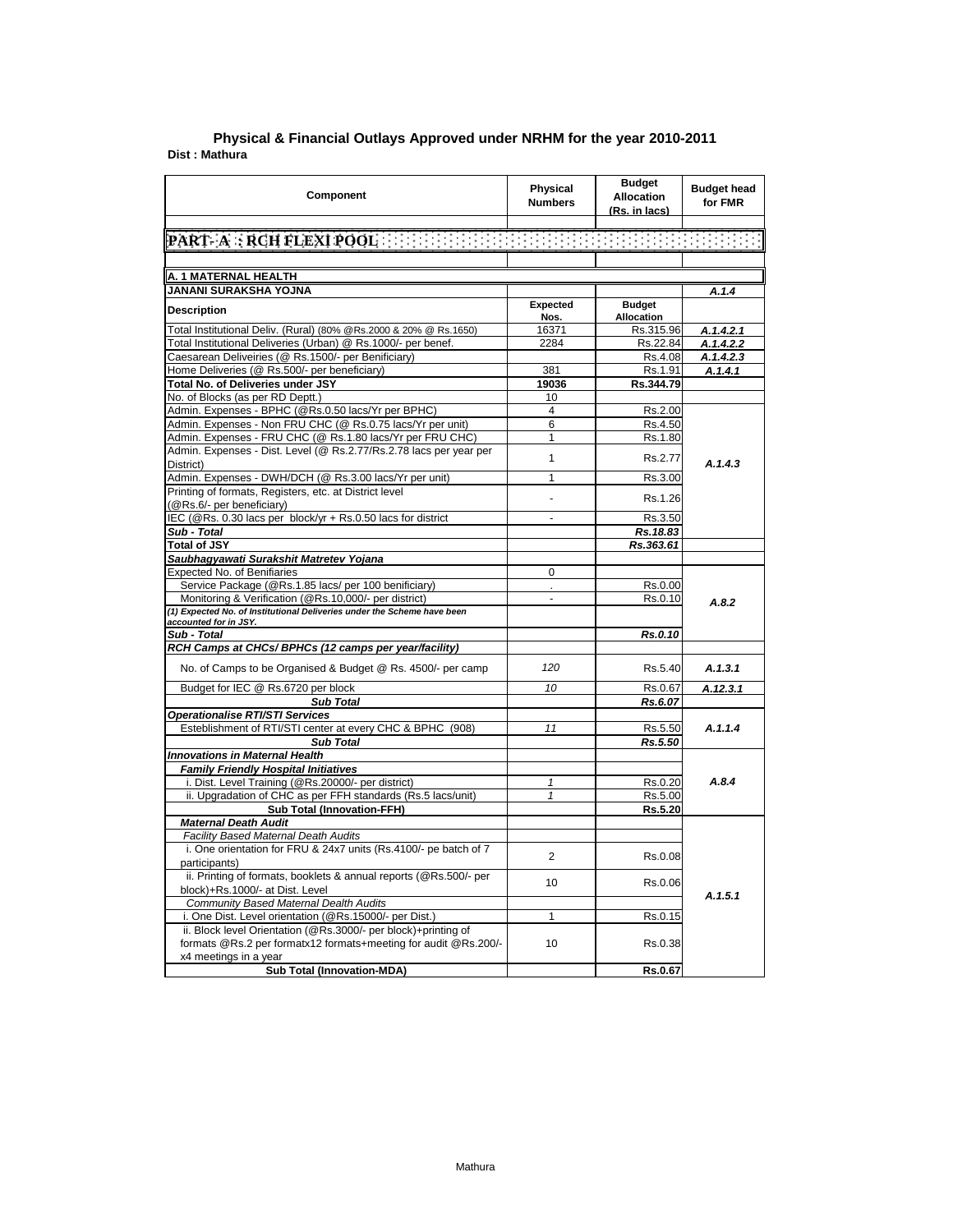## Physical & Financial Outlays Approved under NRHM for the year 2010-2011

**Dist : Mathura**

| Component | Physical Numbers | Budget Allocation (Rs. in lacs) | Budget head for FMR |
|---|---|---|---|
| **PART- A : RCH FLEXI POOL** | | | |
| **A. 1 MATERNAL HEALTH** | | | |
| **JANANI SURAKSHA YOJNA** | | | *A.1.4* |
| **Description** | **Expected Nos.** | **Budget Allocation** | |
| Total Institutional Deliv. (Rural) (80% @Rs.2000 & 20% @ Rs.1650) | 16371 | Rs.315.96 | *A.1.4.2.1* |
| Total Institutional Deliveries (Urban) @ Rs.1000/- per benef. | 2284 | Rs.22.84 | *A.1.4.2.2* |
| Caesarean Deliveiries (@ Rs.1500/- per Benificiary) | | Rs.4.08 | *A.1.4.2.3* |
| Home Deliveries (@ Rs.500/- per beneficiary) | 381 | Rs.1.91 | *A.1.4.1* |
| **Total No. of Deliveries under JSY** | **19036** | **Rs.344.79** | |
| No. of Blocks (as per RD Deptt.) | 10 | | |
| Admin. Expenses - BPHC (@Rs.0.50 lacs/Yr per BPHC) | 4 | Rs.2.00 | *A.1.4.3* |
| Admin. Expenses - Non FRU CHC (@ Rs.0.75 lacs/Yr per unit) | 6 | Rs.4.50 | |
| Admin. Expenses - FRU CHC (@ Rs.1.80 lacs/Yr per FRU CHC) | 1 | Rs.1.80 | |
| Admin. Expenses - Dist. Level (@ Rs.2.77/Rs.2.78 lacs per year per District) | 1 | Rs.2.77 | |
| Admin. Expenses - DWH/DCH (@ Rs.3.00 lacs/Yr per unit) | 1 | Rs.3.00 | |
| Printing of formats, Registers, etc. at District level (@Rs.6/- per beneficiary) | - | Rs.1.26 | |
| IEC (@Rs. 0.30 lacs per block/yr + Rs.0.50 lacs for district | - | Rs.3.50 | |
| ***Sub - Total*** | | ***Rs.18.83*** | |
| **Total of JSY** | | ***Rs.363.61*** | |
| ***Saubhagyawati Surakshit Matretev Yojana*** | | | |
| Expected No. of Benifiaries | 0 | | *A.8.2* |
| Service Package (@Rs.1.85 lacs/ per 100 benificiary) | . | Rs.0.00 | |
| Monitoring & Verification (@Rs.10,000/- per district) | - | Rs.0.10 | |
| ***(1) Expected No. of Institutional Deliveries under the Scheme have been accounted for in JSY.*** | | | |
| ***Sub - Total*** | | ***Rs.0.10*** | |
| ***RCH Camps at CHCs/ BPHCs (12 camps per year/facility)*** | | | |
| No. of Camps to be Organised & Budget @ Rs. 4500/- per camp | *120* | Rs.5.40 | *A.1.3.1* |
| Budget for IEC @ Rs.6720 per block | *10* | Rs.0.67 | *A.12.3.1* |
| ***Sub Total*** | | ***Rs.6.07*** | |
| ***Operationalise RTI/STI Services*** | | | |
| Esteblishment of RTI/STI center at every CHC & BPHC (908) | *11* | Rs.5.50 | *A.1.1.4* |
| ***Sub Total*** | | ***Rs.5.50*** | |
| ***Innovations in Maternal Health*** | | | |
| ***Family Friendly Hospital Initiatives*** | | | *A.8.4* |
| i. Dist. Level Training (@Rs.20000/- per district) | *1* | Rs.0.20 | |
| ii. Upgradation of CHC as per FFH standards (Rs.5 lacs/unit) | *1* | Rs.5.00 | |
| **Sub Total (Innovation-FFH)** | | **Rs.5.20** | |
| ***Maternal Death Audit*** | | | *A.1.5.1* |
| *Facility Based Maternal Death Audits* | | | |
| i. One orientation for FRU & 24x7 units (Rs.4100/- pe batch of 7 participants) | 2 | Rs.0.08 | |
| ii. Printing of formats, booklets & annual reports (@Rs.500/- per block)+Rs.1000/- at Dist. Level | 10 | Rs.0.06 | |
| *Community Based Maternal Dealth Audits* | | | |
| i. One Dist. Level orientation (@Rs.15000/- per Dist.) | 1 | Rs.0.15 | |
| ii. Block level Orientation (@Rs.3000/- per block)+printing of formats @Rs.2 per formatx12 formats+meeting for audit @Rs.200/- x4 meetings in a year | 10 | Rs.0.38 | |
| **Sub Total (Innovation-MDA)** | | **Rs.0.67** | |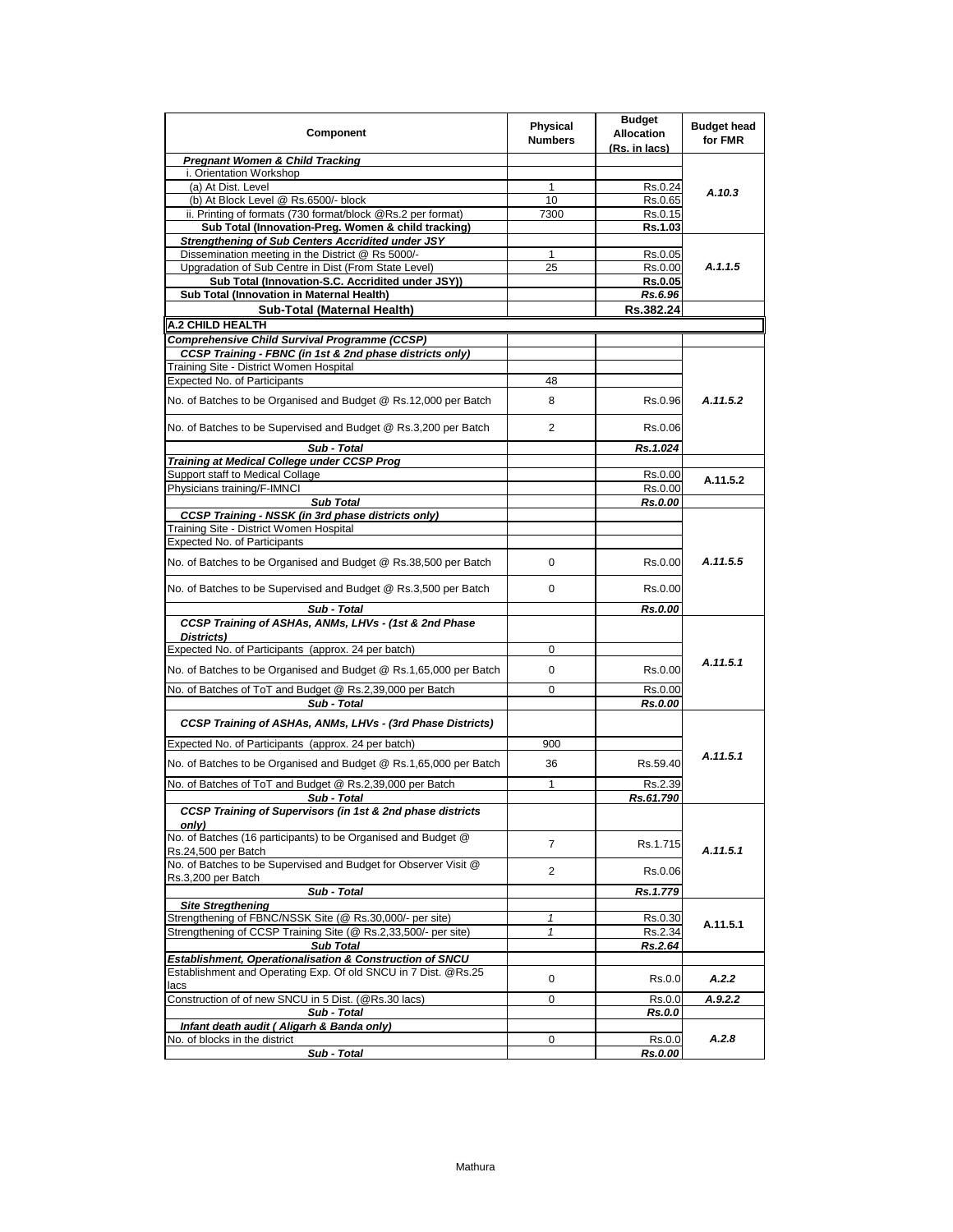| Component | Physical Numbers | Budget Allocation (Rs. in lacs) | Budget head for FMR |
|---|---|---|---|
| ***Pregnant Women & Child Tracking*** | | | |
| i. Orientation Workshop | | | |
| (a) At Dist. Level | 1 | Rs.0.24 | ***A.10.3*** |
| (b) At Block Level @ Rs.6500/- block | 10 | Rs.0.65 | |
| ii. Printing of formats (730 format/block @Rs.2 per format) | 7300 | Rs.0.15 | |
| **Sub Total (Innovation-Preg. Women & child tracking)** | | **Rs.1.03** | |
| ***Strengthening of Sub Centers Accridited under JSY*** | | | |
| Dissemination meeting in the District @ Rs 5000/- | 1 | Rs.0.05 | ***A.1.1.5*** |
| Upgradation of Sub Centre in Dist (From State Level) | 25 | Rs.0.00 | |
| **Sub Total (Innovation-S.C. Accridited under JSY))** | | **Rs.0.05** | |
| **Sub Total (Innovation in Maternal Health)** | | ***Rs.6.96*** | |
| **Sub-Total (Maternal Health)** | | **Rs.382.24** | |
| **A.2 CHILD HEALTH** | | | |
| ***Comprehensive Child Survival Programme (CCSP)*** | | | |
| ***CCSP Training - FBNC (in 1st & 2nd phase districts only)*** | | | |
| Training Site - District Women Hospital | | | |
| Expected No. of Participants | 48 | | |
| No. of Batches to be Organised and Budget @ Rs.12,000 per Batch | 8 | Rs.0.96 | ***A.11.5.2*** |
| No. of Batches to be Supervised and Budget @ Rs.3,200 per Batch | 2 | Rs.0.06 | |
| ***Sub - Total*** | | ***Rs.1.024*** | |
| ***Training at Medical College under CCSP Prog*** | | | |
| Support staff to Medical Collage | | Rs.0.00 | **A.11.5.2** |
| Physicians training/F-IMNCI | | Rs.0.00 | |
| ***Sub Total*** | | ***Rs.0.00*** | |
| ***CCSP Training - NSSK (in 3rd phase districts only)*** | | | |
| Training Site - District Women Hospital | | | |
| Expected No. of Participants | | | |
| No. of Batches to be Organised and Budget @ Rs.38,500 per Batch | 0 | Rs.0.00 | ***A.11.5.5*** |
| No. of Batches to be Supervised and Budget @ Rs.3,500 per Batch | 0 | Rs.0.00 | |
| ***Sub - Total*** | | ***Rs.0.00*** | |
| ***CCSP Training of ASHAs, ANMs, LHVs - (1st & 2nd Phase Districts)*** | | | |
| Expected No. of Participants (approx. 24 per batch) | 0 | | ***A.11.5.1*** |
| No. of Batches to be Organised and Budget @ Rs.1,65,000 per Batch | 0 | Rs.0.00 | |
| No. of Batches of ToT and Budget @ Rs.2,39,000 per Batch | 0 | Rs.0.00 | |
| ***Sub - Total*** | | ***Rs.0.00*** | |
| ***CCSP Training of ASHAs, ANMs, LHVs - (3rd Phase Districts)*** | | | |
| Expected No. of Participants (approx. 24 per batch) | 900 | | ***A.11.5.1*** |
| No. of Batches to be Organised and Budget @ Rs.1,65,000 per Batch | 36 | Rs.59.40 | |
| No. of Batches of ToT and Budget @ Rs.2,39,000 per Batch | 1 | Rs.2.39 | |
| ***Sub - Total*** | | ***Rs.61.790*** | |
| ***CCSP Training of Supervisors (in 1st & 2nd phase districts only)*** | | | |
| No. of Batches (16 participants) to be Organised and Budget @ Rs.24,500 per Batch | 7 | Rs.1.715 | ***A.11.5.1*** |
| No. of Batches to be Supervised and Budget for Observer Visit @ Rs.3,200 per Batch | 2 | Rs.0.06 | |
| ***Sub - Total*** | | ***Rs.1.779*** | |
| ***Site Stregthening*** | | | |
| Strengthening of FBNC/NSSK Site (@ Rs.30,000/- per site) | *1* | Rs.0.30 | **A.11.5.1** |
| Strengthening of CCSP Training Site (@ Rs.2,33,500/- per site) | *1* | Rs.2.34 | |
| ***Sub Total*** | | ***Rs.2.64*** | |
| ***Establishment, Operationalisation & Construction of SNCU*** | | | |
| Establishment and Operating Exp. Of old SNCU in 7 Dist. @Rs.25 lacs | 0 | Rs.0.0 | ***A.2.2*** |
| Construction of of new SNCU in 5 Dist. (@Rs.30 lacs) | 0 | Rs.0.0 | ***A.9.2.2*** |
| ***Sub - Total*** | | ***Rs.0.0*** | |
| ***Infant death audit ( Aligarh & Banda only)*** | | | |
| No. of blocks in the district | 0 | Rs.0.0 | ***A.2.8*** |
| ***Sub - Total*** | | ***Rs.0.00*** | |

Mathura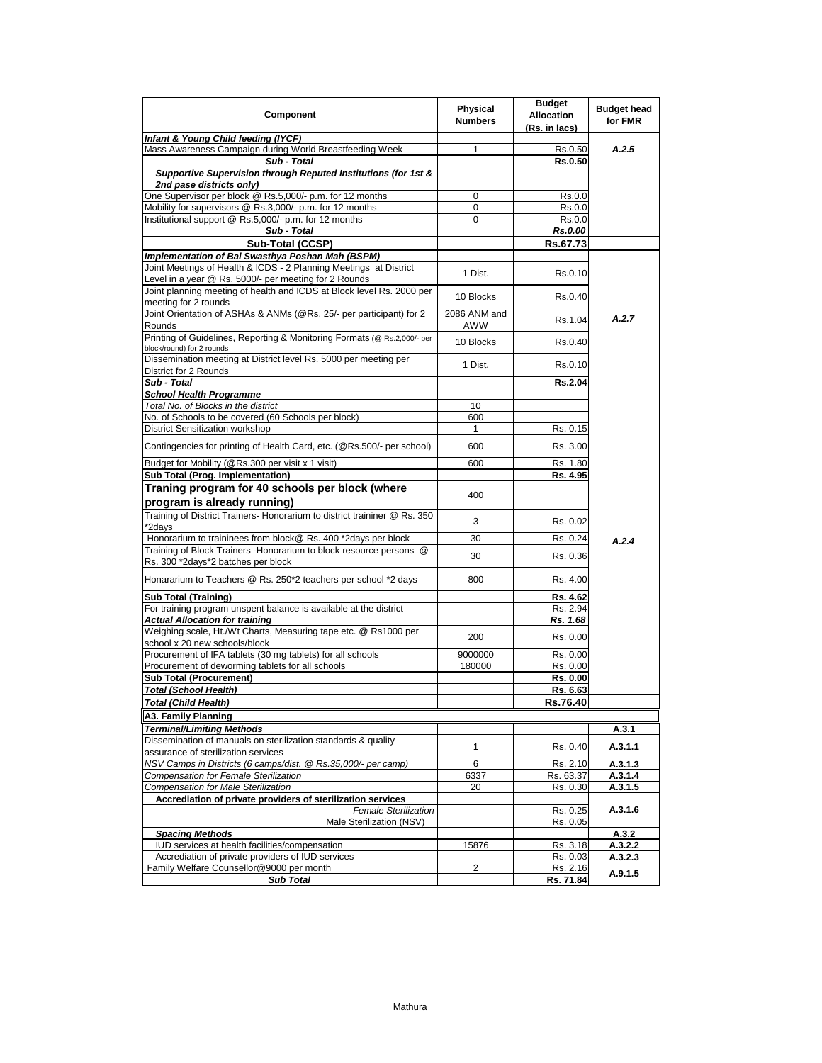| Component | Physical Numbers | Budget Allocation (Rs. in lacs) | Budget head for FMR |
|---|---|---|---|
| ***Infant & Young Child feeding (IYCF)*** | | | |
| Mass Awareness Campaign during World Breastfeeding Week | 1 | Rs.0.50 | *A.2.5* |
| ***Sub - Total*** | | **Rs.0.50** | |
| ***Supportive Supervision through Reputed Institutions (for 1st & 2nd pase districts only)*** | | | |
| One Supervisor per block @ Rs.5,000/- p.m. for 12 months | 0 | Rs.0.0 | |
| Mobility for supervisors @ Rs.3,000/- p.m. for 12 months | 0 | Rs.0.0 | |
| Institutional support @ Rs.5,000/- p.m. for 12 months | 0 | Rs.0.0 | |
| ***Sub - Total*** | | ***Rs.0.00*** | |
| **Sub-Total (CCSP)** | | **Rs.67.73** | |
| ***Implementation of Bal Swasthya Poshan Mah (BSPM)*** | | | |
| Joint Meetings of Health & ICDS - 2 Planning Meetings at District Level in a year @ Rs. 5000/- per meeting for 2 Rounds | 1 Dist. | Rs.0.10 | *A.2.7* |
| Joint planning meeting of health and ICDS at Block level Rs. 2000 per meeting for 2 rounds | 10 Blocks | Rs.0.40 | |
| Joint Orientation of ASHAs & ANMs (@Rs. 25/- per participant) for 2 Rounds | 2086 ANM and AWW | Rs.1.04 | |
| Printing of Guidelines, Reporting & Monitoring Formats (@ Rs.2,000/- per block/round) for 2 rounds | 10 Blocks | Rs.0.40 | |
| Dissemination meeting at District level Rs. 5000 per meeting per District for 2 Rounds | 1 Dist. | Rs.0.10 | |
| ***Sub - Total*** | | **Rs.2.04** | |
| ***School Health Programme*** | | | *A.2.4* |
| *Total No. of Blocks in the district* | 10 | | |
| No. of Schools to be covered (60 Schools per block) | 600 | | |
| District Sensitization workshop | 1 | Rs. 0.15 | |
| Contingencies for printing of Health Card, etc. (@Rs.500/- per school) | 600 | Rs. 3.00 | |
| Budget for Mobility (@Rs.300 per visit x 1 visit) | 600 | Rs. 1.80 | |
| **Sub Total (Prog. Implementation)** | | **Rs. 4.95** | |
| **Traning program for 40 schools per block (where program is already running)** | 400 | | |
| Training of District Trainers- Honorarium to district traininer @ Rs. 350 *2days | 3 | Rs. 0.02 | |
| Honorarium to traininees from block@ Rs. 400 *2days per block | 30 | Rs. 0.24 | |
| Training of Block Trainers -Honorarium to block resource persons @ Rs. 300 *2days*2 batches per block | 30 | Rs. 0.36 | |
| Honararium to Teachers @ Rs. 250*2 teachers per school *2 days | 800 | Rs. 4.00 | |
| **Sub Total (Training)** | | **Rs. 4.62** | |
| For training program unspent balance is available at the district | | Rs. 2.94 | |
| ***Actual Allocation for training*** | | ***Rs. 1.68*** | |
| Weighing scale, Ht./Wt Charts, Measuring tape etc. @ Rs1000 per school x 20 new schools/block | 200 | Rs. 0.00 | |
| Procurement of IFA tablets (30 mg tablets) for all schools | 9000000 | Rs. 0.00 | |
| Procurement of deworming tablets for all schools | 180000 | Rs. 0.00 | |
| **Sub Total (Procurement)** | | **Rs. 0.00** | |
| ***Total (School Health)*** | | ***Rs. 6.63*** | |
| ***Total (Child Health)*** | | **Rs.76.40** | |
| **A3. Family Planning** | | | |
| ***Terminal/Limiting Methods*** | | | **A.3.1** |
| Dissemination of manuals on sterilization standards & quality assurance of sterilization services | 1 | Rs. 0.40 | **A.3.1.1** |
| *NSV Camps in Districts (6 camps/dist. @ Rs.35,000/- per camp)* | 6 | Rs. 2.10 | **A.3.1.3** |
| *Compensation for Female Sterilization* | 6337 | Rs. 63.37 | **A.3.1.4** |
| *Compensation for Male Sterilization* | 20 | Rs. 0.30 | **A.3.1.5** |
| **Accrediation of private providers of sterilization services** | | | **A.3.1.6** |
| *Female Sterilization* | | Rs. 0.25 | |
| Male Sterilization (NSV) | | Rs. 0.05 | |
| ***Spacing Methods*** | | | **A.3.2** |
| IUD services at health facilities/compensation | 15876 | Rs. 3.18 | **A.3.2.2** |
| Accrediation of private providers of IUD services | | Rs. 0.03 | **A.3.2.3** |
| Family Welfare Counsellor@9000 per month | 2 | Rs. 2.16 | **A.9.1.5** |
| ***Sub Total*** | | **Rs. 71.84** | |

Mathura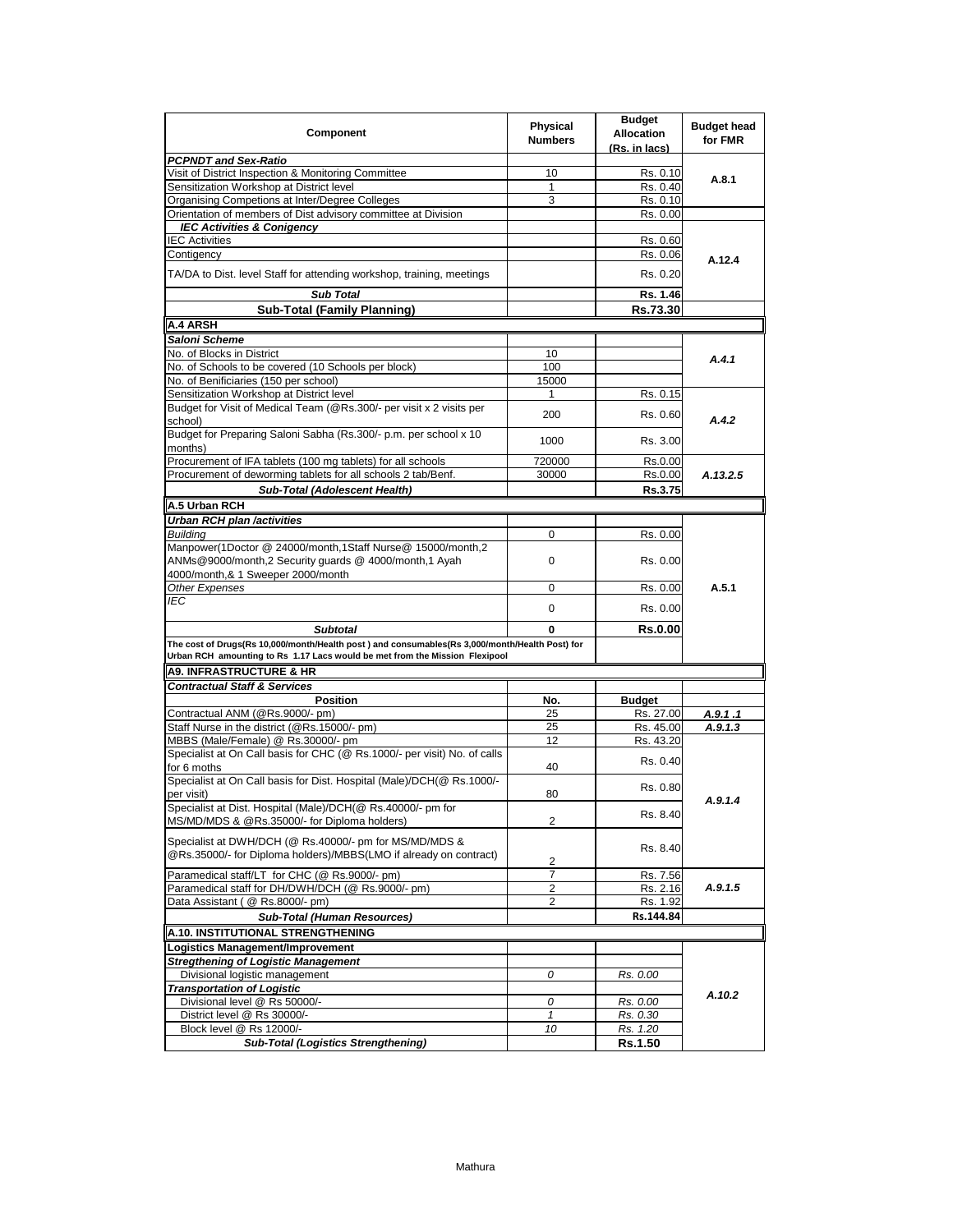| Component | Physical Numbers | Budget Allocation (Rs. in lacs) | Budget head for FMR |
|---|---|---|---|
| ***PCPNDT and Sex-Ratio*** | | | |
| Visit of District Inspection & Monitoring Committee | 10 | Rs. 0.10 | A.8.1 |
| Sensitization Workshop at District level | 1 | Rs. 0.40 | |
| Organising Competions at Inter/Degree Colleges | 3 | Rs. 0.10 | |
| Orientation of members of Dist advisory committee at Division | | Rs. 0.00 | |
| ***IEC Activities & Conigency*** | | | A.12.4 |
| IEC Activities | | Rs. 0.60 | |
| Contigency | | Rs. 0.06 | |
| TA/DA to Dist. level Staff for attending workshop, training, meetings | | Rs. 0.20 | |
| ***Sub Total*** | | **Rs. 1.46** | |
| **Sub-Total (Family Planning)** | | **Rs.73.30** | |
| **A.4 ARSH** | | | |
| ***Saloni Scheme*** | | | |
| No. of Blocks in District | 10 | | A.4.1 |
| No. of Schools to be covered (10 Schools per block) | 100 | | |
| No. of Benificiaries (150 per school) | 15000 | | |
| Sensitization Workshop at District level | 1 | Rs. 0.15 | A.4.2 |
| Budget for Visit of Medical Team (@Rs.300/- per visit x 2 visits per school) | 200 | Rs. 0.60 | |
| Budget for Preparing Saloni Sabha (Rs.300/- p.m. per school x 10 months) | 1000 | Rs. 3.00 | |
| Procurement of IFA tablets (100 mg tablets) for all schools | 720000 | Rs.0.00 | A.13.2.5 |
| Procurement of deworming tablets for all schools 2 tab/Benf. | 30000 | Rs.0.00 | |
| ***Sub-Total (Adolescent Health)*** | | **Rs.3.75** | |
| **A.5 Urban RCH** | | | |
| ***Urban RCH plan /activities*** | | | A.5.1 |
| *Building* | 0 | Rs. 0.00 | |
| Manpower(1Doctor @ 24000/month,1Staff Nurse@ 15000/month,2 ANMs@9000/month,2 Security guards @ 4000/month,1 Ayah 4000/month,& 1 Sweeper 2000/month | 0 | Rs. 0.00 | |
| *Other Expenses* | 0 | Rs. 0.00 | |
| *IEC* | 0 | Rs. 0.00 | |
| ***Subtotal*** | **0** | **Rs.0.00** | |
| **The cost of Drugs(Rs 10,000/month/Health post ) and consumables(Rs 3,000/month/Health Post) for Urban RCH amounting to Rs 1.17 Lacs would be met from the Mission Flexipool** | | | |
| **A9. INFRASTRUCTURE & HR** | | | |
| ***Contractual Staff & Services*** | | | |
| **Position** | **No.** | **Budget** | |
| Contractual ANM (@Rs.9000/- pm) | 25 | Rs. 27.00 | *A.9.1 .1* |
| Staff Nurse in the district (@Rs.15000/- pm) | 25 | Rs. 45.00 | *A.9.1.3* |
| MBBS (Male/Female) @ Rs.30000/- pm | 12 | Rs. 43.20 | A.9.1.4 |
| Specialist at On Call basis for CHC (@ Rs.1000/- per visit) No. of calls for 6 moths | 40 | Rs. 0.40 | |
| Specialist at On Call basis for Dist. Hospital (Male)/DCH(@ Rs.1000/- per visit) | 80 | Rs. 0.80 | |
| Specialist at Dist. Hospital (Male)/DCH(@ Rs.40000/- pm for MS/MD/MDS & @Rs.35000/- for Diploma holders) | 2 | Rs. 8.40 | |
| Specialist at DWH/DCH (@ Rs.40000/- pm for MS/MD/MDS & @Rs.35000/- for Diploma holders)/MBBS(LMO if already on contract) | 2 | Rs. 8.40 | |
| Paramedical staff/LT for CHC (@ Rs.9000/- pm) | 7 | Rs. 7.56 | A.9.1.5 |
| Paramedical staff for DH/DWH/DCH (@ Rs.9000/- pm) | 2 | Rs. 2.16 | |
| Data Assistant ( @ Rs.8000/- pm) | 2 | Rs. 1.92 | |
| ***Sub-Total (Human Resources)*** | | **Rs.144.84** | |
| **A.10. INSTITUTIONAL STRENGTHENING** | | | |
| **Logistics Management/Improvement** | | | A.10.2 |
| ***Stregthening of Logistic Management*** | | | |
| Divisional logistic management | *0* | *Rs. 0.00* | |
| ***Transportation of Logistic*** | | | |
| Divisional level @ Rs 50000/- | *0* | *Rs. 0.00* | |
| District level @ Rs 30000/- | *1* | *Rs. 0.30* | |
| Block level @ Rs 12000/- | *10* | *Rs. 1.20* | |
| ***Sub-Total (Logistics Strengthening)*** | | **Rs.1.50** | |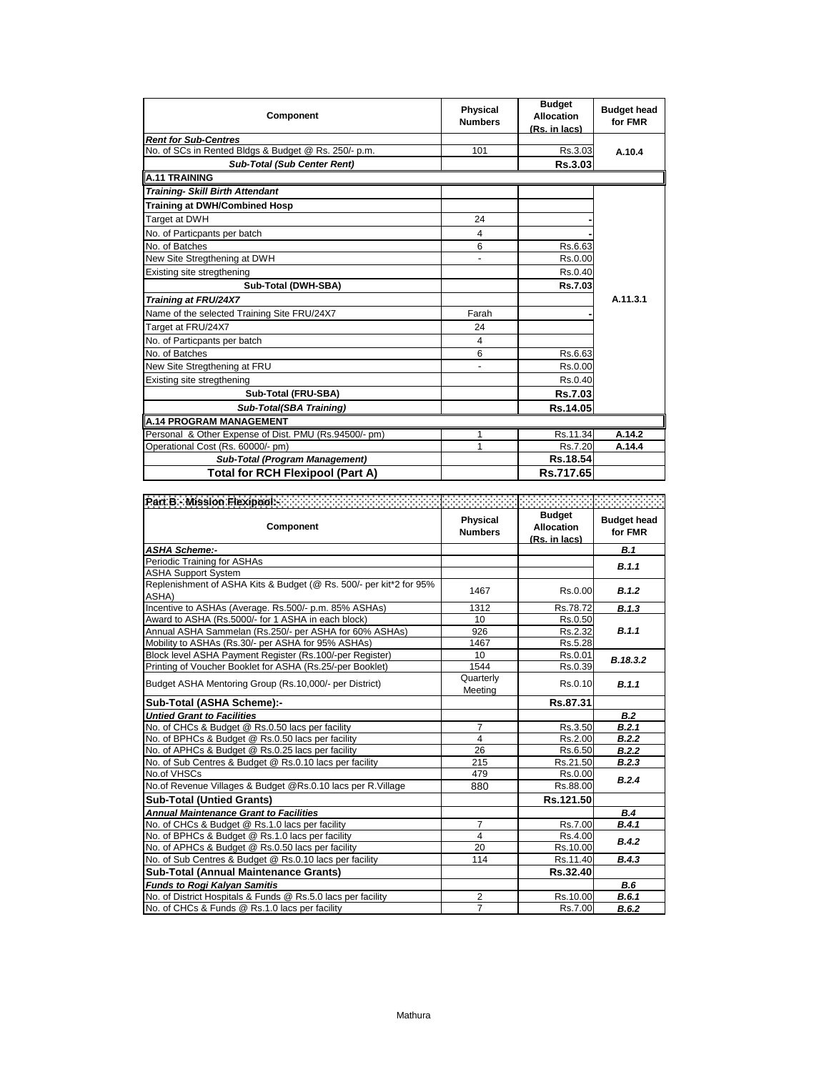| Component | Physical Numbers | Budget Allocation (Rs. in lacs) | Budget head for FMR |
|---|---|---|---|
| ***Rent for Sub-Centres*** | | | |
| No. of SCs in Rented Bldgs & Budget @ Rs. 250/- p.m. | 101 | Rs.3.03 | A.10.4 |
| ***Sub-Total (Sub Center Rent)*** | | **Rs.3.03** | |
| **A.11 TRAINING** | | | |
| ***Training- Skill Birth Attendant*** | | | A.11.3.1 |
| **Training at DWH/Combined Hosp** | | | |
| Target at DWH | 24 | - | |
| No. of Particpants per batch | 4 | - | |
| No. of Batches | 6 | Rs.6.63 | |
| New Site Stregthening at DWH | - | Rs.0.00 | |
| Existing site stregthening | | Rs.0.40 | |
| **Sub-Total (DWH-SBA)** | | **Rs.7.03** | |
| ***Training at FRU/24X7*** | | | |
| Name of the selected Training Site FRU/24X7 | Farah | - | |
| Target at FRU/24X7 | 24 | | |
| No. of Particpants per batch | 4 | | |
| No. of Batches | 6 | Rs.6.63 | |
| New Site Stregthening at FRU | - | Rs.0.00 | |
| Existing site stregthening | | Rs.0.40 | |
| **Sub-Total (FRU-SBA)** | | **Rs.7.03** | |
| ***Sub-Total(SBA Training)*** | | **Rs.14.05** | |
| **A.14 PROGRAM MANAGEMENT** | | | |
| Personal & Other Expense of Dist. PMU (Rs.94500/- pm) | 1 | Rs.11.34 | A.14.2 |
| Operational Cost (Rs. 60000/- pm) | 1 | Rs.7.20 | A.14.4 |
| ***Sub-Total (Program Management)*** | | **Rs.18.54** | |
| **Total for RCH Flexipool (Part A)** | | **Rs.717.65** | |

**Part B - Mission Flexipool:-**

| Component | Physical Numbers | Budget Allocation (Rs. in lacs) | Budget head for FMR |
|---|---|---|---|
| ***ASHA Scheme:-*** | | | ***B.1*** |
| Periodic Training for ASHAs | | | ***B.1.1*** |
| ASHA Support System | | | |
| Replenishment of ASHA Kits & Budget (@ Rs. 500/- per kit*2 for 95% ASHA) | 1467 | Rs.0.00 | ***B.1.2*** |
| Incentive to ASHAs (Average. Rs.500/- p.m. 85% ASHAs) | 1312 | Rs.78.72 | ***B.1.3*** |
| Award to ASHA (Rs.5000/- for 1 ASHA in each block) | 10 | Rs.0.50 | ***B.1.1*** |
| Annual ASHA Sammelan (Rs.250/- per ASHA for 60% ASHAs) | 926 | Rs.2.32 | |
| Mobility to ASHAs (Rs.30/- per ASHA for 95% ASHAs) | 1467 | Rs.5.28 | |
| Block level ASHA Payment Register (Rs.100/-per Register) | 10 | Rs.0.01 | ***B.18.3.2*** |
| Printing of Voucher Booklet for ASHA (Rs.25/-per Booklet) | 1544 | Rs.0.39 | |
| Budget ASHA Mentoring Group (Rs.10,000/- per District) | Quarterly Meeting | Rs.0.10 | ***B.1.1*** |
| **Sub-Total (ASHA Scheme):-** | | **Rs.87.31** | |
| ***Untied Grant to Facilities*** | | | ***B.2*** |
| No. of CHCs & Budget @ Rs.0.50 lacs per facility | 7 | Rs.3.50 | ***B.2.1*** |
| No. of BPHCs & Budget @ Rs.0.50 lacs per facility | 4 | Rs.2.00 | ***B.2.2*** |
| No. of APHCs & Budget @ Rs.0.25 lacs per facility | 26 | Rs.6.50 | ***B.2.2*** |
| No. of Sub Centres & Budget @ Rs.0.10 lacs per facility | 215 | Rs.21.50 | ***B.2.3*** |
| No.of VHSCs | 479 | Rs.0.00 | ***B.2.4*** |
| No.of Revenue Villages & Budget @Rs.0.10 lacs per R.Village | 880 | Rs.88.00 | |
| **Sub-Total (Untied Grants)** | | **Rs.121.50** | |
| ***Annual Maintenance Grant to Facilities*** | | | ***B.4*** |
| No. of CHCs & Budget @ Rs.1.0 lacs per facility | 7 | Rs.7.00 | ***B.4.1*** |
| No. of BPHCs & Budget @ Rs.1.0 lacs per facility | 4 | Rs.4.00 | ***B.4.2*** |
| No. of APHCs & Budget @ Rs.0.50 lacs per facility | 20 | Rs.10.00 | |
| No. of Sub Centres & Budget @ Rs.0.10 lacs per facility | 114 | Rs.11.40 | ***B.4.3*** |
| **Sub-Total (Annual Maintenance Grants)** | | **Rs.32.40** | |
| ***Funds to Rogi Kalyan Samitis*** | | | ***B.6*** |
| No. of District Hospitals & Funds @ Rs.5.0 lacs per facility | 2 | Rs.10.00 | ***B.6.1*** |
| No. of CHCs & Funds @ Rs.1.0 lacs per facility | 7 | Rs.7.00 | ***B.6.2*** |

Mathura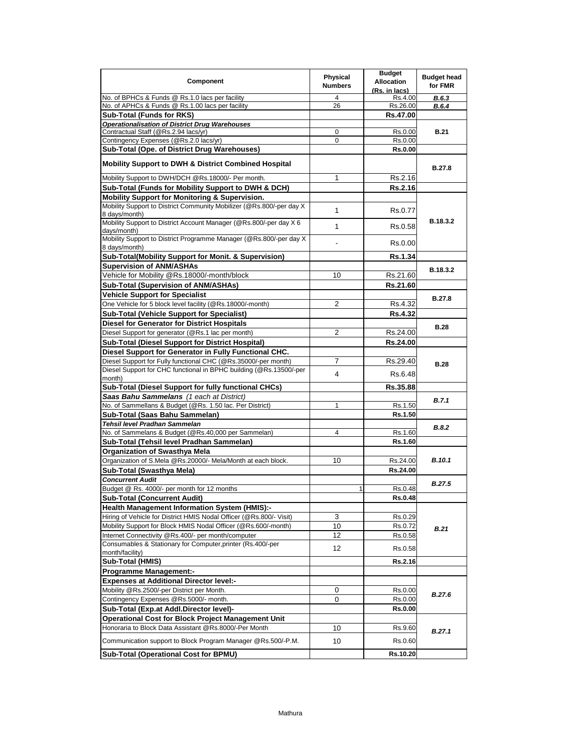| Component | Physical Numbers | Budget Allocation (Rs. in lacs) | Budget head for FMR |
|---|---|---|---|
| No. of BPHCs & Funds @ Rs.1.0 lacs per facility | 4 | Rs.4.00 | *B.6.3* |
| No. of APHCs & Funds @ Rs.1.00 lacs per facility | 26 | Rs.26.00 | *B.6.4* |
| **Sub-Total (Funds for RKS)** | | **Rs.47.00** | |
| ***Operationalisation of District Drug Warehouses*** | | | |
| Contractual Staff (@Rs.2.94 lacs/yr) | 0 | Rs.0.00 | **B.21** |
| Contingency Expenses (@Rs.2.0 lacs/yr) | 0 | Rs.0.00 | |
| **Sub-Total (Ope. of District Drug Warehouses)** | | **Rs.0.00** | |
| **Mobility Support to DWH & District Combined Hospital** | | | **B.27.8** |
| Mobility Support to DWH/DCH @Rs.18000/- Per month. | 1 | Rs.2.16 | |
| **Sub-Total (Funds for Mobility Support to DWH & DCH)** | | **Rs.2.16** | |
| **Mobility Support for Monitoring & Supervision.** | | | |
| Mobility Support to District Community Mobilizer (@Rs.800/-per day X 8 days/month) | 1 | Rs.0.77 | **B.18.3.2** |
| Mobility Support to District Account Manager (@Rs.800/-per day X 6 days/month) | 1 | Rs.0.58 | |
| Mobility Support to District Programme Manager (@Rs.800/-per day X 8 days/month) | - | Rs.0.00 | |
| **Sub-Total(Mobility Support for Monit. & Supervision)** | | **Rs.1.34** | |
| **Supervision of ANM/ASHAs** | | | **B.18.3.2** |
| Vehicle for Mobility @Rs.18000/-month/block | 10 | Rs.21.60 | |
| **Sub-Total (Supervision of ANM/ASHAs)** | | **Rs.21.60** | |
| **Vehicle Support for Specialist** | | | **B.27.8** |
| One Vehicle for 5 block level facility (@Rs.18000/-month) | 2 | Rs.4.32 | |
| **Sub-Total (Vehicle Support for Specialist)** | | **Rs.4.32** | |
| **Diesel for Generator for District Hospitals** | | | **B.28** |
| Diesel Support for generator (@Rs.1 lac per month) | 2 | Rs.24.00 | |
| **Sub-Total (Diesel Support for District Hospital)** | | **Rs.24.00** | |
| **Diesel Support for Generator in Fully Functional CHC.** | | | |
| Diesel Support for Fully functional CHC (@Rs.35000/-per month) | 7 | Rs.29.40 | **B.28** |
| Diesel Support for CHC functional in BPHC building (@Rs.13500/-per month) | 4 | Rs.6.48 | |
| **Sub-Total (Diesel Support for fully functional CHCs)** | | **Rs.35.88** | |
| ***Saas Bahu Sammelans*** *(1 each at District)* | | | *B.7.1* |
| No. of Sammellans & Budget (@Rs. 1.50 lac. Per District) | 1 | Rs.1.50 | |
| **Sub-Total (Saas Bahu Sammelan)** | | **Rs.1.50** | |
| ***Tehsil level Pradhan Sammelan*** | | | *B.8.2* |
| No. of Sammelans & Budget (@Rs.40,000 per Sammelan) | 4 | Rs.1.60 | |
| **Sub-Total (Tehsil level Pradhan Sammelan)** | | **Rs.1.60** | |
| **Organization of Swasthya Mela** | | | |
| Organization of S.Mela @Rs.20000/- Mela/Month at each block. | 10 | Rs.24.00 | *B.10.1* |
| **Sub-Total (Swasthya Mela)** | | **Rs.24.00** | |
| ***Concurrent Audit*** | | | *B.27.5* |
| Budget @ Rs. 4000/- per month for 12 months | 1 | Rs.0.48 | |
| **Sub-Total (Concurrent Audit)** | | **Rs.0.48** | |
| **Health Management Information System (HMIS):-** | | | |
| Hiring of Vehicle for District HMIS Nodal Officer (@Rs.800/- Visit) | 3 | Rs.0.29 | *B.21* |
| Mobility Support for Block HMIS Nodal Officer (@Rs.600/-month) | 10 | Rs.0.72 | |
| Internet Connectivity @Rs.400/- per month/computer | 12 | Rs.0.58 | |
| Consumables & Stationary for Computer,printer (Rs.400/-per month/facility) | 12 | Rs.0.58 | |
| **Sub-Total (HMIS)** | | **Rs.2.16** | |
| **Programme Management:-** | | | |
| **Expenses at Additional Director level:-** | | | |
| Mobility @Rs.2500/-per District per Month. | 0 | Rs.0.00 | *B.27.6* |
| Contingency Expenses @Rs.5000/- month. | 0 | Rs.0.00 | |
| **Sub-Total (Exp.at Addl.Director level)-** | | **Rs.0.00** | |
| **Operational Cost for Block Project Management Unit** | | | |
| Honoraria to Block Data Assistant @Rs.8000/-Per Month | 10 | Rs.9.60 | *B.27.1* |
| Communication support to Block Program Manager @Rs.500/-P.M. | 10 | Rs.0.60 | |
| **Sub-Total (Operational Cost for BPMU)** | | **Rs.10.20** | |

Mathura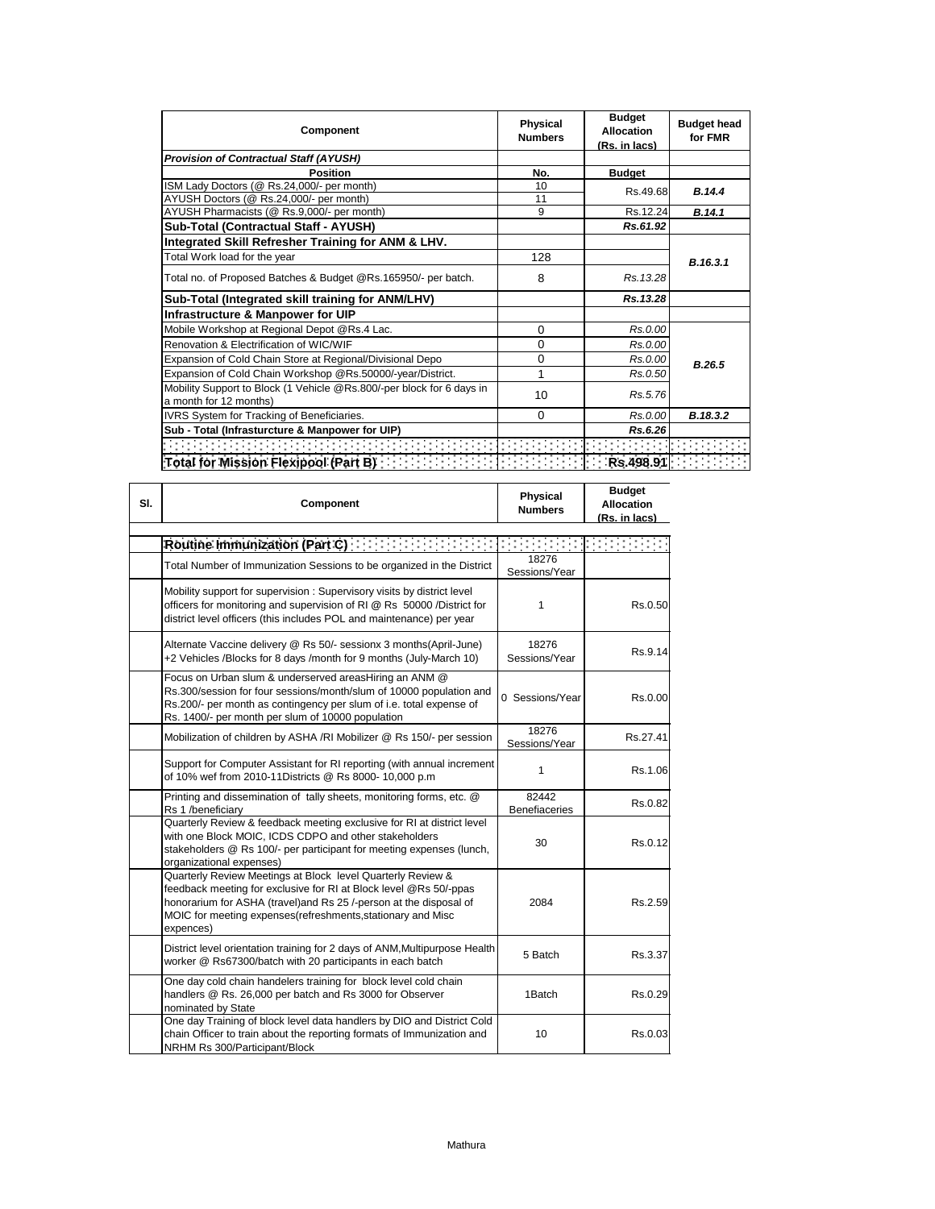| Component | Physical Numbers | Budget Allocation (Rs. in lacs) | Budget head for FMR |
|---|---|---|---|
| ***Provision of Contractual Staff (AYUSH)*** | | | |
| **Position** | **No.** | **Budget** | |
| ISM Lady Doctors (@ Rs.24,000/- per month) | 10 | Rs.49.68 | ***B.14.4*** |
| AYUSH Doctors (@ Rs.24,000/- per month) | 11 | | |
| AYUSH Pharmacists (@ Rs.9,000/- per month) | 9 | Rs.12.24 | ***B.14.1*** |
| **Sub-Total (Contractual Staff - AYUSH)** | | ***Rs.61.92*** | |
| **Integrated Skill Refresher Training for ANM & LHV.** | | | ***B.16.3.1*** |
| Total Work load for the year | 128 | | |
| Total no. of Proposed Batches & Budget @Rs.165950/- per batch. | 8 | *Rs.13.28* | |
| **Sub-Total (Integrated skill training for ANM/LHV)** | | ***Rs.13.28*** | |
| **Infrastructure & Manpower for UIP** | | | |
| Mobile Workshop at Regional Depot @Rs.4 Lac. | 0 | *Rs.0.00* | ***B.26.5*** |
| Renovation & Electrification of WIC/WIF | 0 | *Rs.0.00* | |
| Expansion of Cold Chain Store at Regional/Divisional Depo | 0 | *Rs.0.00* | |
| Expansion of Cold Chain Workshop @Rs.50000/-year/District. | 1 | *Rs.0.50* | |
| Mobility Support to Block (1 Vehicle @Rs.800/-per block for 6 days in a month for 12 months) | 10 | *Rs.5.76* | |
| IVRS System for Tracking of Beneficiaries. | 0 | *Rs.0.00* | ***B.18.3.2*** |
| **Sub - Total (Infrasturcture & Manpower for UIP)** | | ***Rs.6.26*** | |
| | | | |
| **Total for Mission Flexipool (Part B)** | | **Rs.498.91** | |

| Sl. | Component | Physical Numbers | Budget Allocation (Rs. in lacs) |
|---|---|---|---|
| | **Routine Immunization (Part C)** | | |
| | Total Number of Immunization Sessions to be organized in the District | 18276 Sessions/Year | |
| | Mobility support for supervision : Supervisory visits by district level officers for monitoring and supervision of RI @ Rs 50000 /District for district level officers (this includes POL and maintenance) per year | 1 | Rs.0.50 |
| | Alternate Vaccine delivery @ Rs 50/- sessionx 3 months(April-June) +2 Vehicles /Blocks for 8 days /month for 9 months (July-March 10) | 18276 Sessions/Year | Rs.9.14 |
| | Focus on Urban slum & underserved areasHiring an ANM @ Rs.300/session for four sessions/month/slum of 10000 population and Rs.200/- per month as contingency per slum of i.e. total expense of Rs. 1400/- per month per slum of 10000 population | 0 Sessions/Year | Rs.0.00 |
| | Mobilization of children by ASHA /RI Mobilizer @ Rs 150/- per session | 18276 Sessions/Year | Rs.27.41 |
| | Support for Computer Assistant for RI reporting (with annual increment of 10% wef from 2010-11Districts @ Rs 8000- 10,000 p.m | 1 | Rs.1.06 |
| | Printing and dissemination of tally sheets, monitoring forms, etc. @ Rs 1 /beneficiary | 82442 Benefiaceries | Rs.0.82 |
| | Quarterly Review & feedback meeting exclusive for RI at district level with one Block MOIC, ICDS CDPO and other stakeholders stakeholders @ Rs 100/- per participant for meeting expenses (lunch, organizational expenses) | 30 | Rs.0.12 |
| | Quarterly Review Meetings at Block level Quarterly Review & feedback meeting for exclusive for RI at Block level @Rs 50/-ppas honorarium for ASHA (travel)and Rs 25 /-person at the disposal of MOIC for meeting expenses(refreshments,stationary and Misc expences) | 2084 | Rs.2.59 |
| | District level orientation training for 2 days of ANM,Multipurpose Health worker @ Rs67300/batch with 20 participants in each batch | 5 Batch | Rs.3.37 |
| | One day cold chain handelers training for block level cold chain handlers @ Rs. 26,000 per batch and Rs 3000 for Observer nominated by State | 1Batch | Rs.0.29 |
| | One day Training of block level data handlers by DIO and District Cold chain Officer to train about the reporting formats of Immunization and NRHM Rs 300/Participant/Block | 10 | Rs.0.03 |

Mathura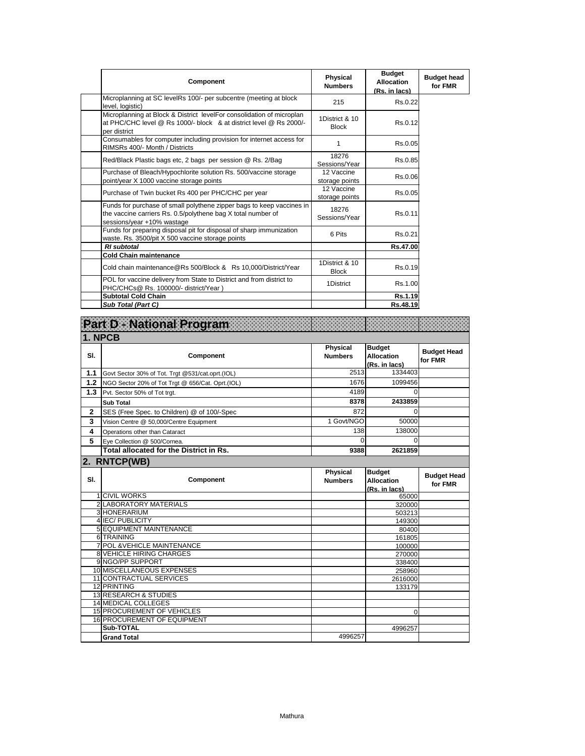| Component | Physical Numbers | Budget Allocation (Rs. in lacs) | Budget head for FMR |
|---|---|---|---|
| Microplanning at SC levelRs 100/- per subcentre (meeting at block level, logistic) | 215 | Rs.0.22 | |
| Microplanning at Block & District levelFor consolidation of microplan at PHC/CHC level @ Rs 1000/- block & at district level @ Rs 2000/- per district | 1District & 10 Block | Rs.0.12 | |
| Consumables for computer including provision for internet access for RIMSRs 400/- Month / Districts | 1 | Rs.0.05 | |
| Red/Black Plastic bags etc, 2 bags per session @ Rs. 2/Bag | 18276 Sessions/Year | Rs.0.85 | |
| Purchase of Bleach/Hypochlorite solution Rs. 500/vaccine storage point/year X 1000 vaccine storage points | 12 Vaccine storage points | Rs.0.06 | |
| Purchase of Twin bucket Rs 400 per PHC/CHC per year | 12 Vaccine storage points | Rs.0.05 | |
| Funds for purchase of small polythene zipper bags to keep vaccines in the vaccine carriers Rs. 0.5/polythene bag X total number of sessions/year +10% wastage | 18276 Sessions/Year | Rs.0.11 | |
| Funds for preparing disposal pit for disposal of sharp immunization waste. Rs. 3500/pit X 500 vaccine storage points | 6 Pits | Rs.0.21 | |
| ***RI subtotal*** | | **Rs.47.00** | |
| **Cold Chain maintenance** | | | |
| Cold chain maintenance@Rs 500/Block & Rs 10,000/District/Year | 1District & 10 Block | Rs.0.19 | |
| POL for vaccine delivery from State to District and from district to PHC/CHCs@ Rs. 100000/- district/Year ) | 1District | Rs.1.00 | |
| **Subtotal Cold Chain** | | **Rs.1.19** | |
| ***Sub Total (Part C)*** | | **Rs.48.19** | |

# Part D - National Program

## 1. NPCB

| Sl. | Component | Physical Numbers | Budget Allocation (Rs. in lacs) | Budget Head for FMR |
|---|---|---|---|---|
| 1.1 | Govt Sector 30% of Tot. Trgt @531/cat.oprt.(IOL) | 2513 | 1334403 | |
| 1.2 | NGO Sector 20% of Tot Trgt @ 656/Cat. Oprt.(IOL) | 1676 | 1099456 | |
| 1.3 | Pvt. Sector 50% of Tot trgt. | 4189 | 0 | |
| | **Sub Total** | **8378** | **2433859** | |
| 2 | SES (Free Spec. to Children) @ of 100/-Spec | 872 | 0 | |
| 3 | Vision Centre @ 50,000/Centre Equipment | 1 Govt/NGO | 50000 | |
| 4 | Operations other than Cataract | 138 | 138000 | |
| 5 | Eye Collection @ 500/Cornea. | 0 | 0 | |
| | **Total allocated for the District in Rs.** | **9388** | **2621859** | |

## 2. RNTCP(WB)

| Sl. | Component | Physical Numbers | Budget Allocation (Rs. in lacs) | Budget Head for FMR |
|---|---|---|---|---|
| 1 | CIVIL WORKS | | 65000 | |
| 2 | LABORATORY MATERIALS | | 320000 | |
| 3 | HONERARIUM | | 503213 | |
| 4 | IEC/ PUBLICITY | | 149300 | |
| 5 | EQUIPMENT MAINTENANCE | | 80400 | |
| 6 | TRAINING | | 161805 | |
| 7 | POL &VEHICLE MAINTENANCE | | 100000 | |
| 8 | VEHICLE HIRING CHARGES | | 270000 | |
| 9 | NGO/PP SUPPORT | | 338400 | |
| 10 | MISCELLANEOUS EXPENSES | | 258960 | |
| 11 | CONTRACTUAL SERVICES | | 2616000 | |
| 12 | PRINTING | | 133179 | |
| 13 | RESEARCH & STUDIES | | | |
| 14 | MEDICAL COLLEGES | | | |
| 15 | PROCUREMENT OF VEHICLES | | 0 | |
| 16 | PROCUREMENT OF EQUIPMENT | | | |
| | **Sub-TOTAL** | | 4996257 | |
| | **Grand Total** | 4996257 | | |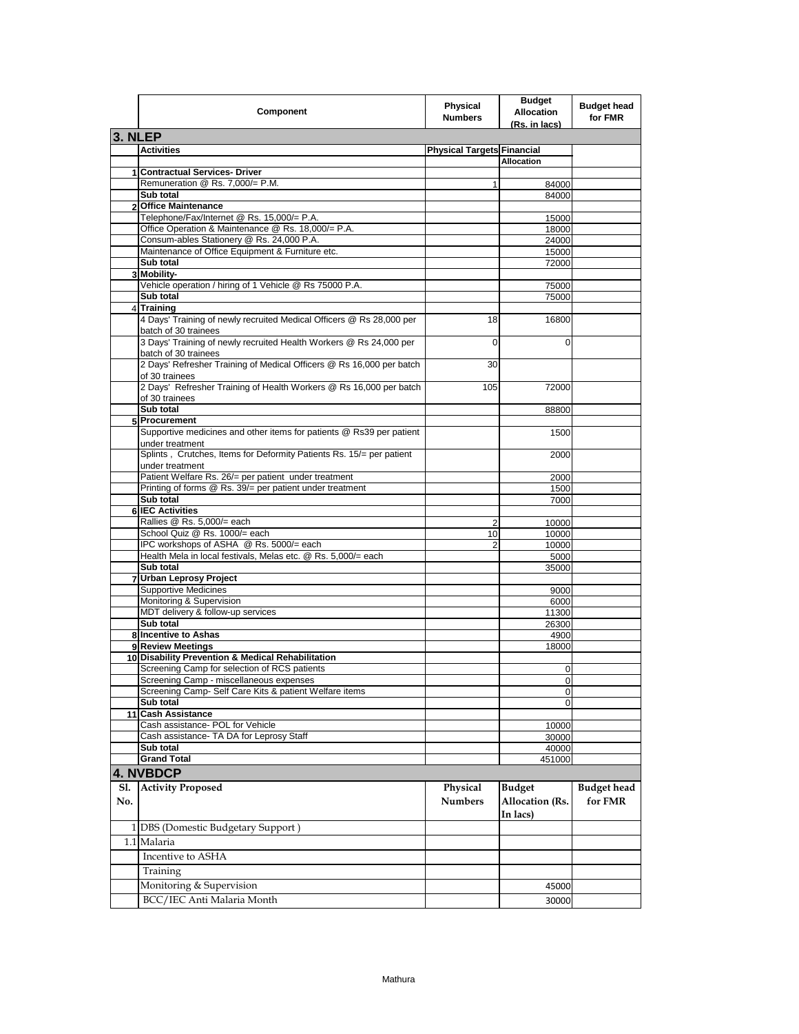|  | Component | Physical Numbers | Budget Allocation (Rs. in lacs) | Budget head for FMR |
|---|---|---|---|---|
| **3. NLEP** | | | | |
|  | **Activities** | **Physical Targets** | **Financial Allocation** |  |
| 1 | **Contractual Services- Driver** |  |  |  |
|  | Remuneration @ Rs. 7,000/= P.M. | 1 | 84000 |  |
|  | **Sub total** |  | 84000 |  |
| 2 | **Office Maintenance** |  |  |  |
|  | Telephone/Fax/Internet @ Rs. 15,000/= P.A. |  | 15000 |  |
|  | Office Operation & Maintenance @ Rs. 18,000/= P.A. |  | 18000 |  |
|  | Consum-ables Stationery @ Rs. 24,000 P.A. |  | 24000 |  |
|  | Maintenance of Office Equipment & Furniture etc. |  | 15000 |  |
|  | **Sub total** |  | 72000 |  |
| 3 | **Mobility-** |  |  |  |
|  | Vehicle operation / hiring of 1 Vehicle @ Rs 75000 P.A. |  | 75000 |  |
|  | **Sub total** |  | 75000 |  |
| 4 | **Training** |  |  |  |
|  | 4 Days' Training of newly recruited Medical Officers @ Rs 28,000 per batch of 30 trainees | 18 | 16800 |  |
|  | 3 Days' Training of newly recruited Health Workers @ Rs 24,000 per batch of 30 trainees | 0 | 0 |  |
|  | 2 Days' Refresher Training of Medical Officers @ Rs 16,000 per batch of 30 trainees | 30 |  |  |
|  | 2 Days' Refresher Training of Health Workers @ Rs 16,000 per batch of 30 trainees | 105 | 72000 |  |
|  | **Sub total** |  | 88800 |  |
| 5 | **Procurement** |  |  |  |
|  | Supportive medicines and other items for patients @ Rs39 per patient under treatment |  | 1500 |  |
|  | Splints , Crutches, Items for Deformity Patients Rs. 15/= per patient under treatment |  | 2000 |  |
|  | Patient Welfare Rs. 26/= per patient under treatment |  | 2000 |  |
|  | Printing of forms @ Rs. 39/= per patient under treatment |  | 1500 |  |
|  | **Sub total** |  | 7000 |  |
| 6 | **IEC Activities** |  |  |  |
|  | Rallies @ Rs. 5,000/= each | 2 | 10000 |  |
|  | School Quiz @ Rs. 1000/= each | 10 | 10000 |  |
|  | IPC workshops of ASHA @ Rs. 5000/= each | 2 | 10000 |  |
|  | Health Mela in local festivals, Melas etc. @ Rs. 5,000/= each |  | 5000 |  |
|  | **Sub total** |  | 35000 |  |
| 7 | **Urban Leprosy Project** |  |  |  |
|  | Supportive Medicines |  | 9000 |  |
|  | Monitoring & Supervision |  | 6000 |  |
|  | MDT delivery & follow-up services |  | 11300 |  |
|  | **Sub total** |  | 26300 |  |
| 8 | **Incentive to Ashas** |  | 4900 |  |
| 9 | **Review Meetings** |  | 18000 |  |
| 10 | **Disability Prevention & Medical Rehabilitation** |  |  |  |
|  | Screening Camp for selection of RCS patients |  | 0 |  |
|  | Screening Camp - miscellaneous expenses |  | 0 |  |
|  | Screening Camp- Self Care Kits & patient Welfare items |  | 0 |  |
|  | **Sub total** |  | 0 |  |
| 11 | **Cash Assistance** |  |  |  |
|  | Cash assistance- POL for Vehicle |  | 10000 |  |
|  | Cash assistance- TA DA for Leprosy Staff |  | 30000 |  |
|  | **Sub total** |  | 40000 |  |
|  | **Grand Total** |  | 451000 |  |
| **4. NVBDCP** | | | | |
| **Sl. No.** | **Activity Proposed** | **Physical Numbers** | **Budget Allocation (Rs. In lacs)** | **Budget head for FMR** |
| 1 | DBS (Domestic Budgetary Support ) |  |  |  |
| 1.1 | Malaria |  |  |  |
|  | Incentive to ASHA |  |  |  |
|  | Training |  |  |  |
|  | Monitoring & Supervision |  | 45000 |  |
|  | BCC/IEC Anti Malaria Month |  | 30000 |  |

Mathura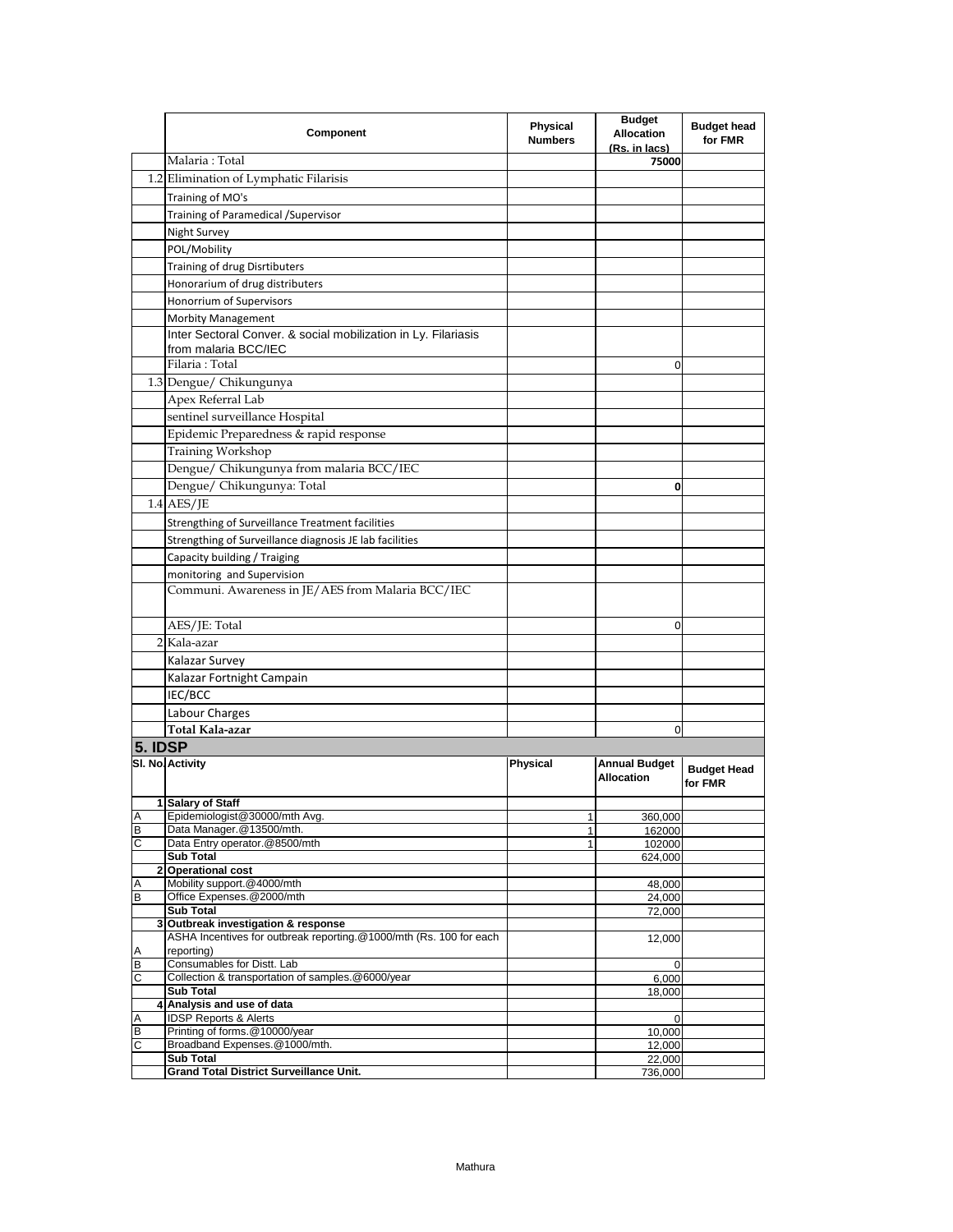| | Component | Physical Numbers | Budget Allocation (Rs. in lacs) | Budget head for FMR |
|---|---|---|---|---|
| | Malaria : Total | | 75000 | |
| 1.2 | Elimination of Lymphatic Filarisis | | | |
| | Training of MO's | | | |
| | Training of Paramedical /Supervisor | | | |
| | Night Survey | | | |
| | POL/Mobility | | | |
| | Training of drug Disrtibuters | | | |
| | Honorarium of drug distributers | | | |
| | Honorrium of Supervisors | | | |
| | Morbity Management | | | |
| | Inter Sectoral Conver. & social mobilization in Ly. Filariasis from malaria BCC/IEC | | | |
| | Filaria : Total | | 0 | |
| 1.3 | Dengue/ Chikungunya | | | |
| | Apex Referral Lab | | | |
| | sentinel surveillance Hospital | | | |
| | Epidemic Preparedness & rapid response | | | |
| | Training Workshop | | | |
| | Dengue/ Chikungunya from malaria BCC/IEC | | | |
| | Dengue/ Chikungunya: Total | | 0 | |
| 1.4 | AES/JE | | | |
| | Strengthing of Surveillance Treatment facilities | | | |
| | Strengthing of Surveillance diagnosis JE lab facilities | | | |
| | Capacity building / Traiging | | | |
| | monitoring and Supervision | | | |
| | Communi. Awareness in JE/AES from Malaria BCC/IEC | | | |
| | AES/JE: Total | | 0 | |
| 2 | Kala-azar | | | |
| | Kalazar Survey | | | |
| | Kalazar Fortnight Campain | | | |
| | IEC/BCC | | | |
| | Labour Charges | | | |
| | Total Kala-azar | | 0 | |

## 5. IDSP

| Sl. No. | Activity | Physical | Annual Budget Allocation | Budget Head for FMR |
|---|---|---|---|---|
| 1 | **Salary of Staff** | | | |
| A | Epidemiologist@30000/mth Avg. | 1 | 360,000 | |
| B | Data Manager.@13500/mth. | 1 | 162000 | |
| C | Data Entry operator.@8500/mth | 1 | 102000 | |
| | **Sub Total** | | 624,000 | |
| 2 | **Operational cost** | | | |
| A | Mobility support.@4000/mth | | 48,000 | |
| B | Office Expenses.@2000/mth | | 24,000 | |
| | **Sub Total** | | 72,000 | |
| 3 | **Outbreak investigation & response** | | | |
| A | ASHA Incentives for outbreak reporting.@1000/mth (Rs. 100 for each reporting) | | 12,000 | |
| B | Consumables for Distt. Lab | | 0 | |
| C | Collection & transportation of samples.@6000/year | | 6,000 | |
| | **Sub Total** | | 18,000 | |
| 4 | **Analysis and use of data** | | | |
| A | IDSP Reports & Alerts | | 0 | |
| B | Printing of forms.@10000/year | | 10,000 | |
| C | Broadband Expenses.@1000/mth. | | 12,000 | |
| | **Sub Total** | | 22,000 | |
| | **Grand Total District Surveillance Unit.** | | 736,000 | |

Mathura